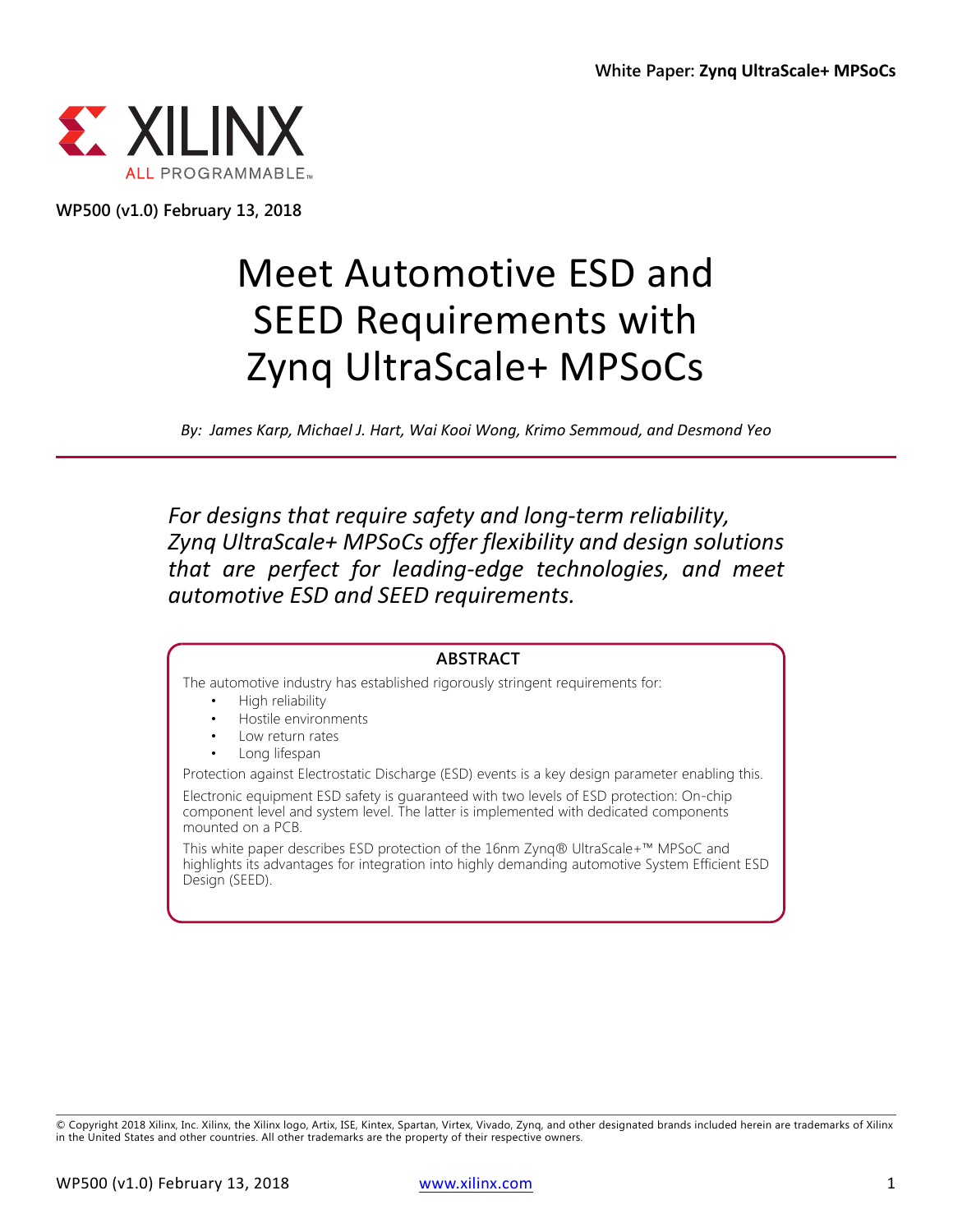White Paper: **Zynq UltraScale+ MPSoCs**

WP500 (v1.0) February 13, 2018

# Meet Automotive ESD and SEED Requirements with Zynq UltraScale+ MPSoCs

*By: James Karp, Michael J. Hart, Wai Kooi Wong, Krimo Semmoud, and Desmond Yeo*

*For designs that require safety and long-term reliability, Zynq UltraScale+ MPSoCs offer flexibility and design solutions that are perfect for leading-edge technologies, and meet automotive ESD and SEED requirements.*

## ABSTRACT

The automotive industry has established rigorously stringent requirements for:

- High reliability
- Hostile environments
- Low return rates
- Long lifespan

Protection against Electrostatic Discharge (ESD) events is a key design parameter enabling this.

Electronic equipment ESD safety is guaranteed with two levels of ESD protection: On-chip component level and system level. The latter is implemented with dedicated components mounted on a PCB.

This white paper describes ESD protection of the 16nm Zynq® UltraScale+™ MPSoC and highlights its advantages for integration into highly demanding automotive System Efficient ESD Design (SEED).

© Copyright 2018 Xilinx, Inc. Xilinx, the Xilinx logo, Artix, ISE, Kintex, Spartan, Virtex, Vivado, Zynq, and other designated brands included herein are trademarks of Xilinx in the United States and other countries. All other trademarks are the property of their respective owners.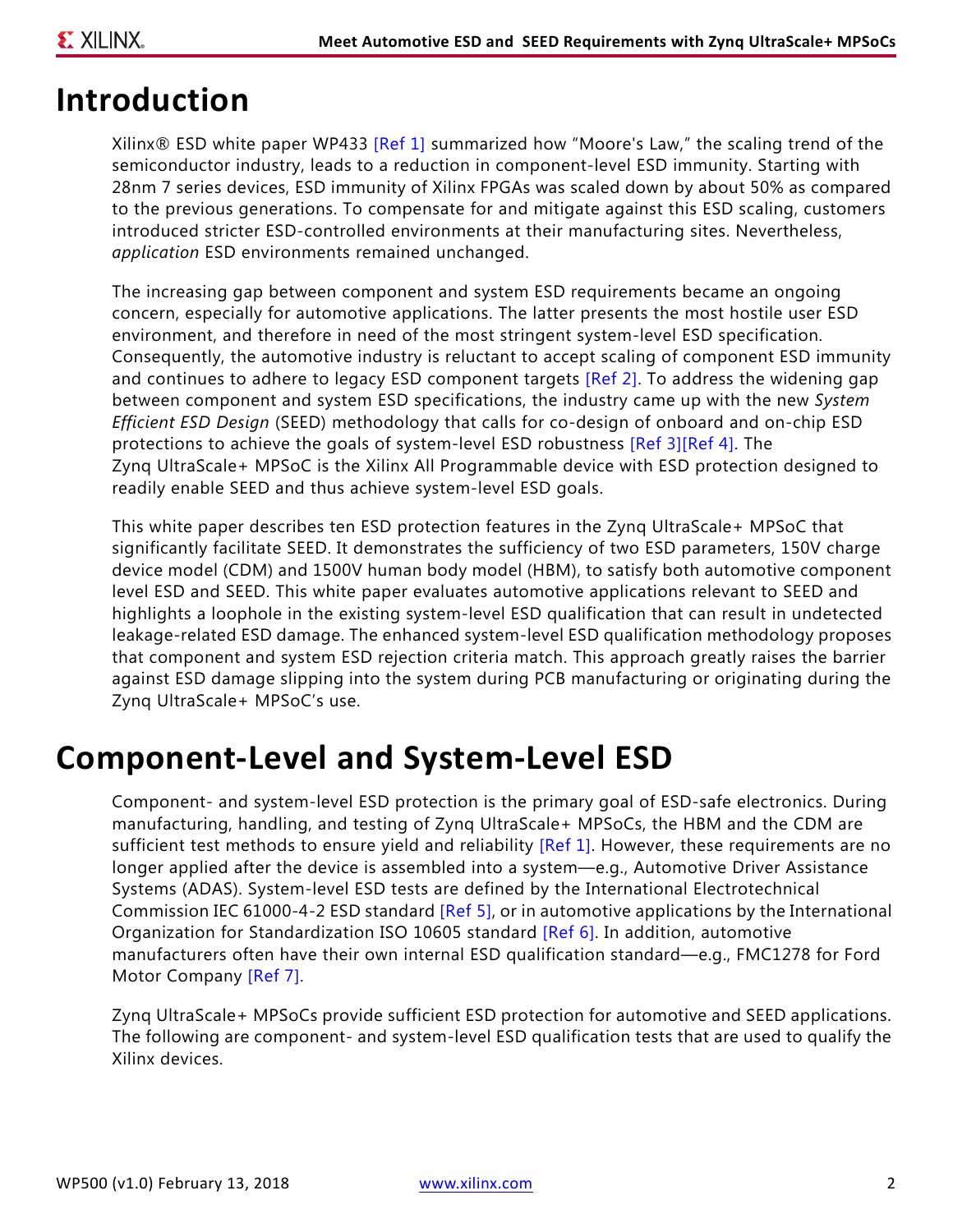# Introduction

Xilinx® ESD white paper WP433 [Ref 1] summarized how "Moore's Law," the scaling trend of the semiconductor industry, leads to a reduction in component-level ESD immunity. Starting with 28nm 7 series devices, ESD immunity of Xilinx FPGAs was scaled down by about 50% as compared to the previous generations. To compensate for and mitigate against this ESD scaling, customers introduced stricter ESD-controlled environments at their manufacturing sites. Nevertheless, *application* ESD environments remained unchanged.

The increasing gap between component and system ESD requirements became an ongoing concern, especially for automotive applications. The latter presents the most hostile user ESD environment, and therefore in need of the most stringent system-level ESD specification. Consequently, the automotive industry is reluctant to accept scaling of component ESD immunity and continues to adhere to legacy ESD component targets [Ref 2]. To address the widening gap between component and system ESD specifications, the industry came up with the new *System Efficient ESD Design* (SEED) methodology that calls for co-design of onboard and on-chip ESD protections to achieve the goals of system-level ESD robustness [Ref 3][Ref 4]. The Zynq UltraScale+ MPSoC is the Xilinx All Programmable device with ESD protection designed to readily enable SEED and thus achieve system-level ESD goals.

This white paper describes ten ESD protection features in the Zynq UltraScale+ MPSoC that significantly facilitate SEED. It demonstrates the sufficiency of two ESD parameters, 150V charge device model (CDM) and 1500V human body model (HBM), to satisfy both automotive component level ESD and SEED. This white paper evaluates automotive applications relevant to SEED and highlights a loophole in the existing system-level ESD qualification that can result in undetected leakage-related ESD damage. The enhanced system-level ESD qualification methodology proposes that component and system ESD rejection criteria match. This approach greatly raises the barrier against ESD damage slipping into the system during PCB manufacturing or originating during the Zynq UltraScale+ MPSoC's use.

# Component-Level and System-Level ESD

Component- and system-level ESD protection is the primary goal of ESD-safe electronics. During manufacturing, handling, and testing of Zynq UltraScale+ MPSoCs, the HBM and the CDM are sufficient test methods to ensure yield and reliability [Ref 1]. However, these requirements are no longer applied after the device is assembled into a system—e.g., Automotive Driver Assistance Systems (ADAS). System-level ESD tests are defined by the International Electrotechnical Commission IEC 61000-4-2 ESD standard [Ref 5], or in automotive applications by the International Organization for Standardization ISO 10605 standard [Ref 6]. In addition, automotive manufacturers often have their own internal ESD qualification standard—e.g., FMC1278 for Ford Motor Company [Ref 7].

Zynq UltraScale+ MPSoCs provide sufficient ESD protection for automotive and SEED applications. The following are component- and system-level ESD qualification tests that are used to qualify the Xilinx devices.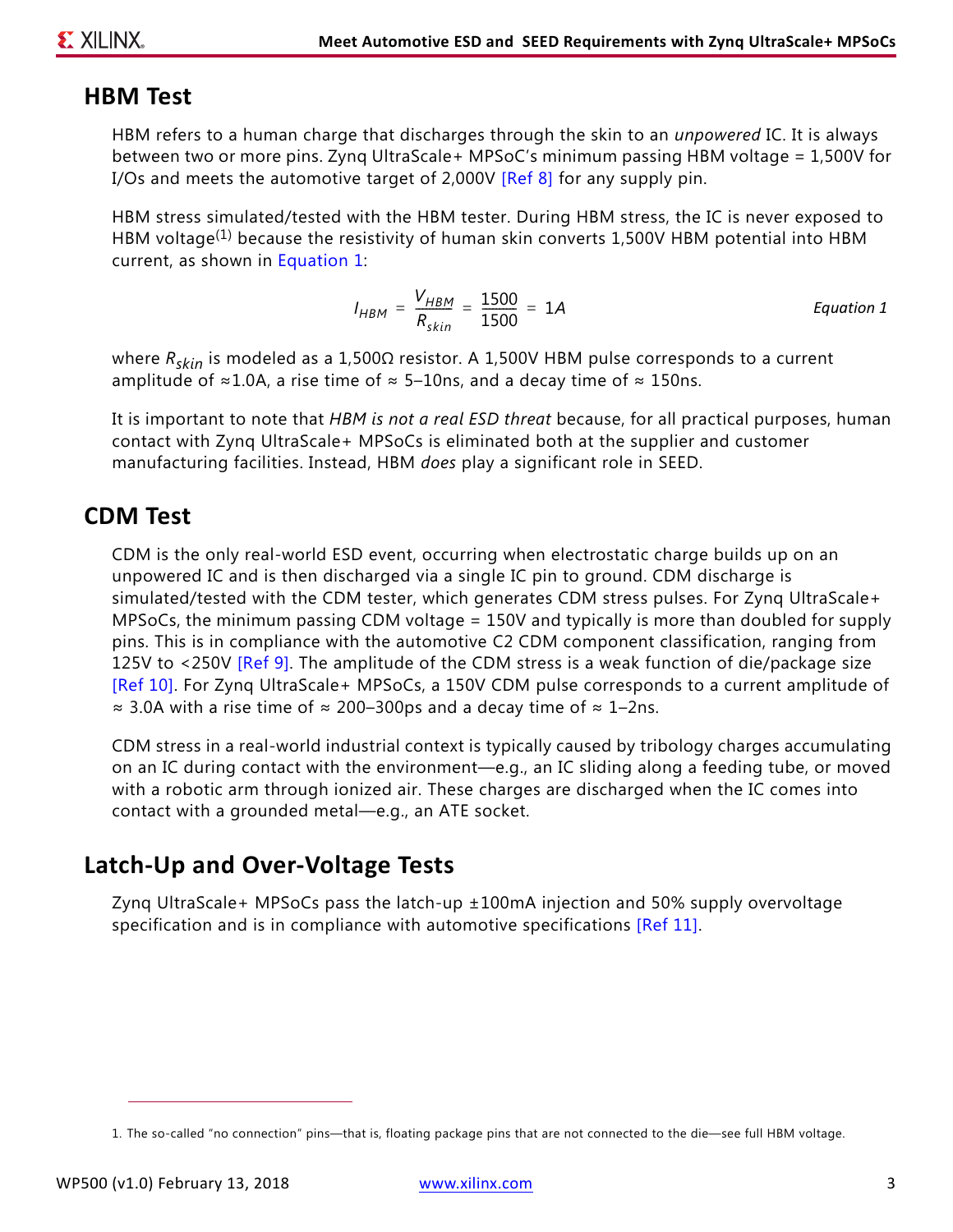## HBM Test

HBM refers to a human charge that discharges through the skin to an *unpowered* IC. It is always between two or more pins. Zynq UltraScale+ MPSoC's minimum passing HBM voltage = 1,500V for I/Os and meets the automotive target of 2,000V [Ref 8] for any supply pin.

HBM stress simulated/tested with the HBM tester. During HBM stress, the IC is never exposed to HBM voltage[1] because the resistivity of human skin converts 1,500V HBM potential into HBM current, as shown in Equation 1:

$$I_{HBM} = \frac{V_{HBM}}{R_{skin}} = \frac{1500}{1500} = 1A \qquad \text{Equation 1}$$

where $R_{skin}$ is modeled as a 1,500Ω resistor. A 1,500V HBM pulse corresponds to a current amplitude of ≈1.0A, a rise time of ≈ 5–10ns, and a decay time of ≈ 150ns.

It is important to note that *HBM is not a real ESD threat* because, for all practical purposes, human contact with Zynq UltraScale+ MPSoCs is eliminated both at the supplier and customer manufacturing facilities. Instead, HBM *does* play a significant role in SEED.

## CDM Test

CDM is the only real-world ESD event, occurring when electrostatic charge builds up on an unpowered IC and is then discharged via a single IC pin to ground. CDM discharge is simulated/tested with the CDM tester, which generates CDM stress pulses. For Zynq UltraScale+ MPSoCs, the minimum passing CDM voltage = 150V and typically is more than doubled for supply pins. This is in compliance with the automotive C2 CDM component classification, ranging from 125V to <250V [Ref 9]. The amplitude of the CDM stress is a weak function of die/package size [Ref 10]. For Zynq UltraScale+ MPSoCs, a 150V CDM pulse corresponds to a current amplitude of ≈ 3.0A with a rise time of ≈ 200–300ps and a decay time of ≈ 1–2ns.

CDM stress in a real-world industrial context is typically caused by tribology charges accumulating on an IC during contact with the environment—e.g., an IC sliding along a feeding tube, or moved with a robotic arm through ionized air. These charges are discharged when the IC comes into contact with a grounded metal—e.g., an ATE socket.

## Latch-Up and Over-Voltage Tests

Zynq UltraScale+ MPSoCs pass the latch-up ±100mA injection and 50% supply overvoltage specification and is in compliance with automotive specifications [Ref 11].

---

1. The so-called "no connection" pins—that is, floating package pins that are not connected to the die—see full HBM voltage.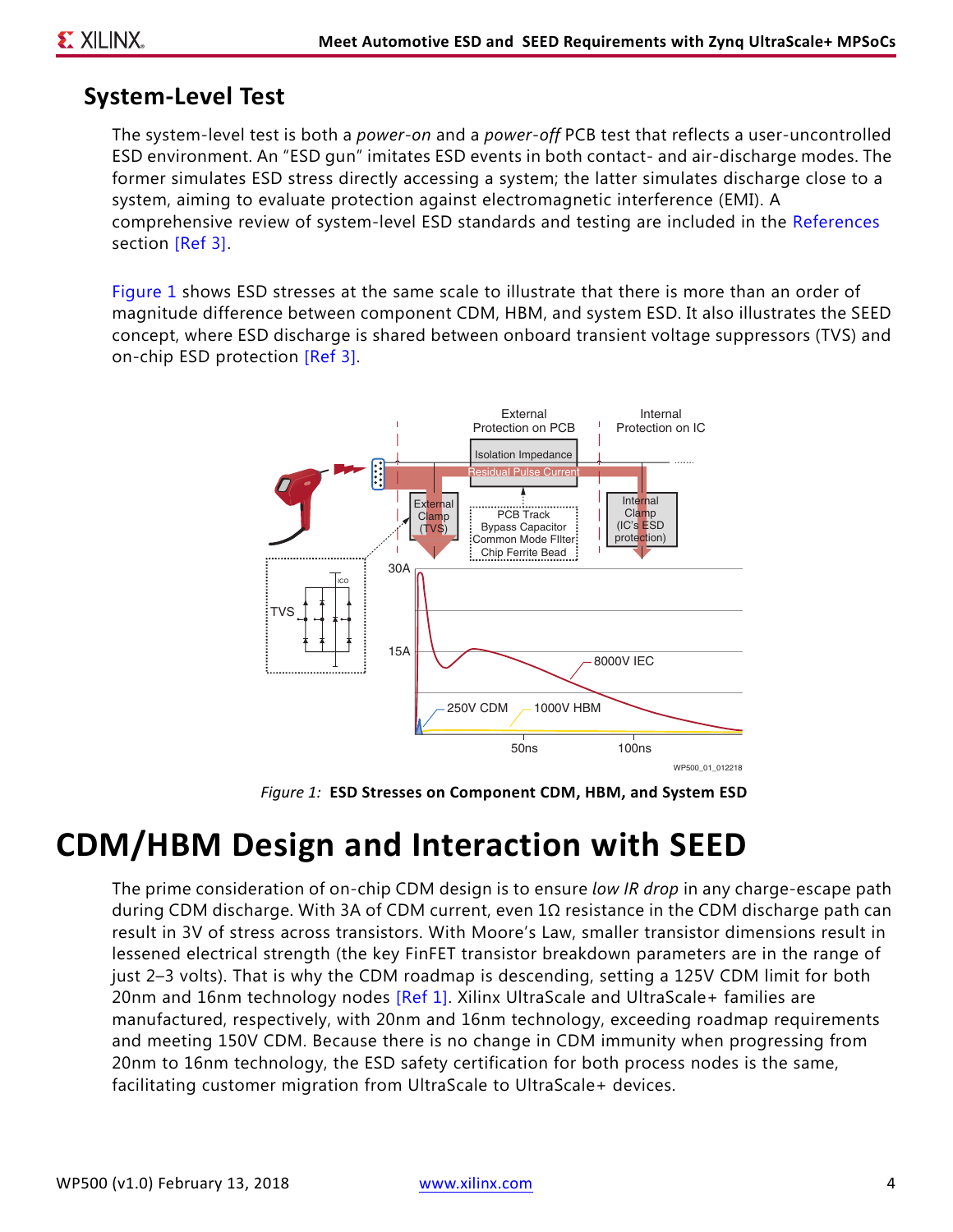## System-Level Test

The system-level test is both a *power-on* and a *power-off* PCB test that reflects a user-uncontrolled ESD environment. An "ESD gun" imitates ESD events in both contact- and air-discharge modes. The former simulates ESD stress directly accessing a system; the latter simulates discharge close to a system, aiming to evaluate protection against electromagnetic interference (EMI). A comprehensive review of system-level ESD standards and testing are included in the References section [Ref 3].

Figure 1 shows ESD stresses at the same scale to illustrate that there is more than an order of magnitude difference between component CDM, HBM, and system ESD. It also illustrates the SEED concept, where ESD discharge is shared between onboard transient voltage suppressors (TVS) and on-chip ESD protection [Ref 3].

*Figure 1:* **ESD Stresses on Component CDM, HBM, and System ESD**

# CDM/HBM Design and Interaction with SEED

The prime consideration of on-chip CDM design is to ensure *low IR drop* in any charge-escape path during CDM discharge. With 3A of CDM current, even 1Ω resistance in the CDM discharge path can result in 3V of stress across transistors. With Moore's Law, smaller transistor dimensions result in lessened electrical strength (the key FinFET transistor breakdown parameters are in the range of just 2–3 volts). That is why the CDM roadmap is descending, setting a 125V CDM limit for both 20nm and 16nm technology nodes [Ref 1]. Xilinx UltraScale and UltraScale+ families are manufactured, respectively, with 20nm and 16nm technology, exceeding roadmap requirements and meeting 150V CDM. Because there is no change in CDM immunity when progressing from 20nm to 16nm technology, the ESD safety certification for both process nodes is the same, facilitating customer migration from UltraScale to UltraScale+ devices.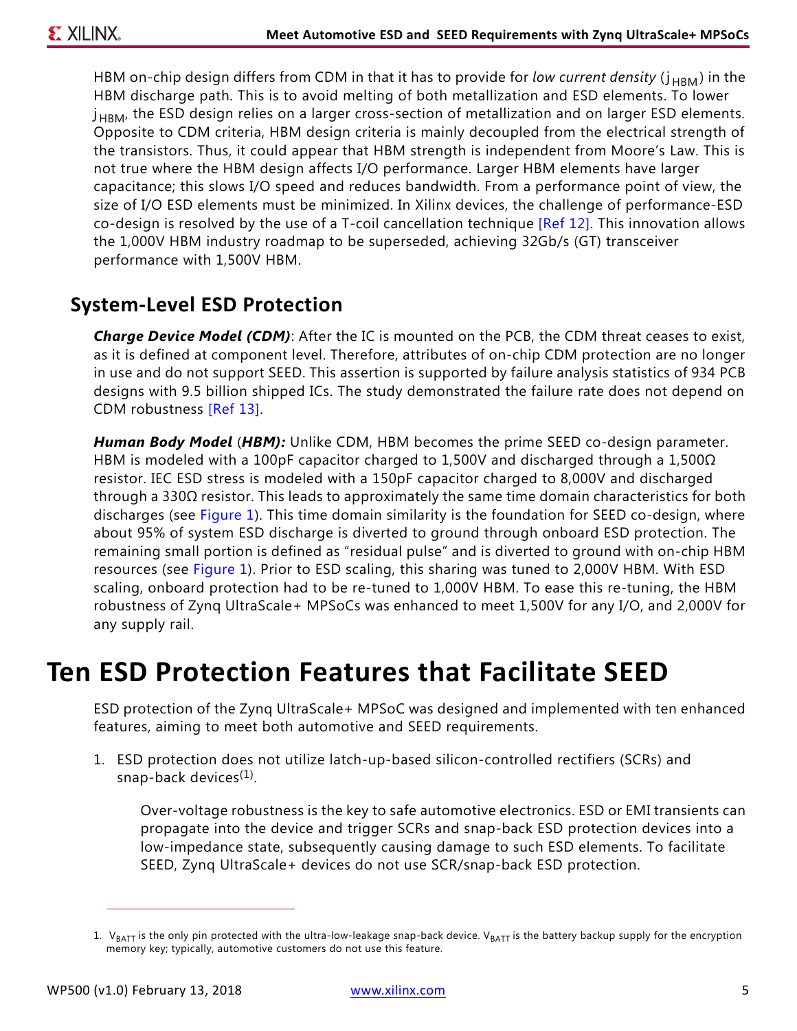HBM on-chip design differs from CDM in that it has to provide for *low current density* ($j_{HBM}$) in the HBM discharge path. This is to avoid melting of both metallization and ESD elements. To lower $j_{HBM}$, the ESD design relies on a larger cross-section of metallization and on larger ESD elements. Opposite to CDM criteria, HBM design criteria is mainly decoupled from the electrical strength of the transistors. Thus, it could appear that HBM strength is independent from Moore's Law. This is not true where the HBM design affects I/O performance. Larger HBM elements have larger capacitance; this slows I/O speed and reduces bandwidth. From a performance point of view, the size of I/O ESD elements must be minimized. In Xilinx devices, the challenge of performance-ESD co-design is resolved by the use of a T-coil cancellation technique [Ref 12]. This innovation allows the 1,000V HBM industry roadmap to be superseded, achieving 32Gb/s (GT) transceiver performance with 1,500V HBM.

## System-Level ESD Protection

***Charge Device Model (CDM)***: After the IC is mounted on the PCB, the CDM threat ceases to exist, as it is defined at component level. Therefore, attributes of on-chip CDM protection are no longer in use and do not support SEED. This assertion is supported by failure analysis statistics of 934 PCB designs with 9.5 billion shipped ICs. The study demonstrated the failure rate does not depend on CDM robustness [Ref 13].

***Human Body Model*** (***HBM):*** Unlike CDM, HBM becomes the prime SEED co-design parameter. HBM is modeled with a 100pF capacitor charged to 1,500V and discharged through a 1,500Ω resistor. IEC ESD stress is modeled with a 150pF capacitor charged to 8,000V and discharged through a 330Ω resistor. This leads to approximately the same time domain characteristics for both discharges (see Figure 1). This time domain similarity is the foundation for SEED co-design, where about 95% of system ESD discharge is diverted to ground through onboard ESD protection. The remaining small portion is defined as "residual pulse" and is diverted to ground with on-chip HBM resources (see Figure 1). Prior to ESD scaling, this sharing was tuned to 2,000V HBM. With ESD scaling, onboard protection had to be re-tuned to 1,000V HBM. To ease this re-tuning, the HBM robustness of Zynq UltraScale+ MPSoCs was enhanced to meet 1,500V for any I/O, and 2,000V for any supply rail.

# Ten ESD Protection Features that Facilitate SEED

ESD protection of the Zynq UltraScale+ MPSoC was designed and implemented with ten enhanced features, aiming to meet both automotive and SEED requirements.

1. ESD protection does not utilize latch-up-based silicon-controlled rectifiers (SCRs) and snap-back devices[1].

   Over-voltage robustness is the key to safe automotive electronics. ESD or EMI transients can propagate into the device and trigger SCRs and snap-back ESD protection devices into a low-impedance state, subsequently causing damage to such ESD elements. To facilitate SEED, Zynq UltraScale+ devices do not use SCR/snap-back ESD protection.

---

1. $V_{BATT}$ is the only pin protected with the ultra-low-leakage snap-back device. $V_{BATT}$ is the battery backup supply for the encryption memory key; typically, automotive customers do not use this feature.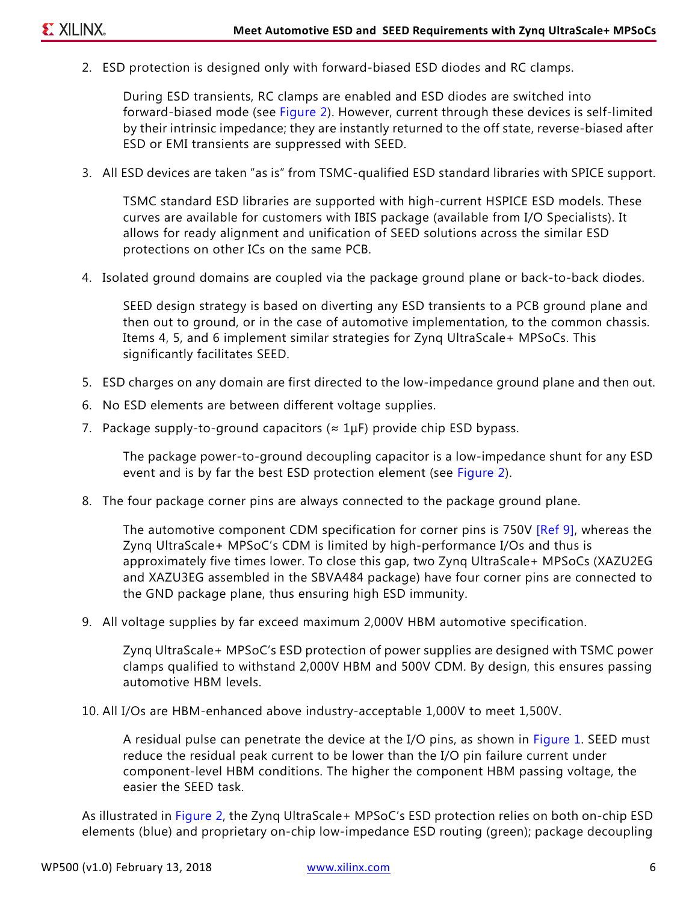2. ESD protection is designed only with forward-biased ESD diodes and RC clamps.

   During ESD transients, RC clamps are enabled and ESD diodes are switched into forward-biased mode (see Figure 2). However, current through these devices is self-limited by their intrinsic impedance; they are instantly returned to the off state, reverse-biased after ESD or EMI transients are suppressed with SEED.

3. All ESD devices are taken "as is" from TSMC-qualified ESD standard libraries with SPICE support.

   TSMC standard ESD libraries are supported with high-current HSPICE ESD models. These curves are available for customers with IBIS package (available from I/O Specialists). It allows for ready alignment and unification of SEED solutions across the similar ESD protections on other ICs on the same PCB.

4. Isolated ground domains are coupled via the package ground plane or back-to-back diodes.

   SEED design strategy is based on diverting any ESD transients to a PCB ground plane and then out to ground, or in the case of automotive implementation, to the common chassis. Items 4, 5, and 6 implement similar strategies for Zynq UltraScale+ MPSoCs. This significantly facilitates SEED.

5. ESD charges on any domain are first directed to the low-impedance ground plane and then out.
6. No ESD elements are between different voltage supplies.
7. Package supply-to-ground capacitors (≈ 1µF) provide chip ESD bypass.

   The package power-to-ground decoupling capacitor is a low-impedance shunt for any ESD event and is by far the best ESD protection element (see Figure 2).

8. The four package corner pins are always connected to the package ground plane.

   The automotive component CDM specification for corner pins is 750V [Ref 9], whereas the Zynq UltraScale+ MPSoC's CDM is limited by high-performance I/Os and thus is approximately five times lower. To close this gap, two Zynq UltraScale+ MPSoCs (XAZU2EG and XAZU3EG assembled in the SBVA484 package) have four corner pins are connected to the GND package plane, thus ensuring high ESD immunity.

9. All voltage supplies by far exceed maximum 2,000V HBM automotive specification.

   Zynq UltraScale+ MPSoC's ESD protection of power supplies are designed with TSMC power clamps qualified to withstand 2,000V HBM and 500V CDM. By design, this ensures passing automotive HBM levels.

10. All I/Os are HBM-enhanced above industry-acceptable 1,000V to meet 1,500V.

    A residual pulse can penetrate the device at the I/O pins, as shown in Figure 1. SEED must reduce the residual peak current to be lower than the I/O pin failure current under component-level HBM conditions. The higher the component HBM passing voltage, the easier the SEED task.

As illustrated in Figure 2, the Zynq UltraScale+ MPSoC's ESD protection relies on both on-chip ESD elements (blue) and proprietary on-chip low-impedance ESD routing (green); package decoupling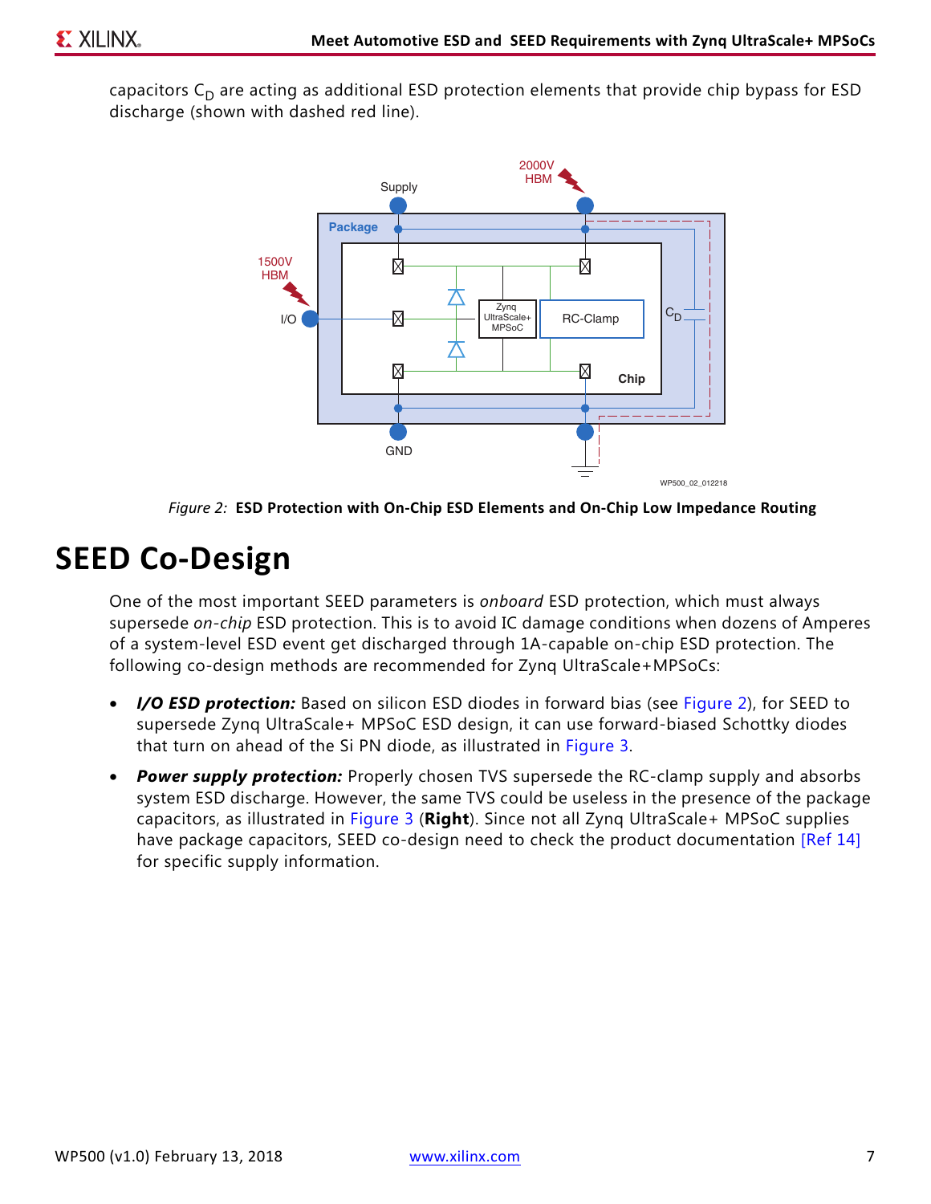capacitors $C_D$ are acting as additional ESD protection elements that provide chip bypass for ESD discharge (shown with dashed red line).

*Figure 2:* **ESD Protection with On-Chip ESD Elements and On-Chip Low Impedance Routing**

# SEED Co-Design

One of the most important SEED parameters is *onboard* ESD protection, which must always supersede *on-chip* ESD protection. This is to avoid IC damage conditions when dozens of Amperes of a system-level ESD event get discharged through 1A-capable on-chip ESD protection. The following co-design methods are recommended for Zynq UltraScale+MPSoCs:

- ***I/O ESD protection:*** Based on silicon ESD diodes in forward bias (see Figure 2), for SEED to supersede Zynq UltraScale+ MPSoC ESD design, it can use forward-biased Schottky diodes that turn on ahead of the Si PN diode, as illustrated in Figure 3.
- ***Power supply protection:*** Properly chosen TVS supersede the RC-clamp supply and absorbs system ESD discharge. However, the same TVS could be useless in the presence of the package capacitors, as illustrated in Figure 3 (**Right**). Since not all Zynq UltraScale+ MPSoC supplies have package capacitors, SEED co-design need to check the product documentation [Ref 14] for specific supply information.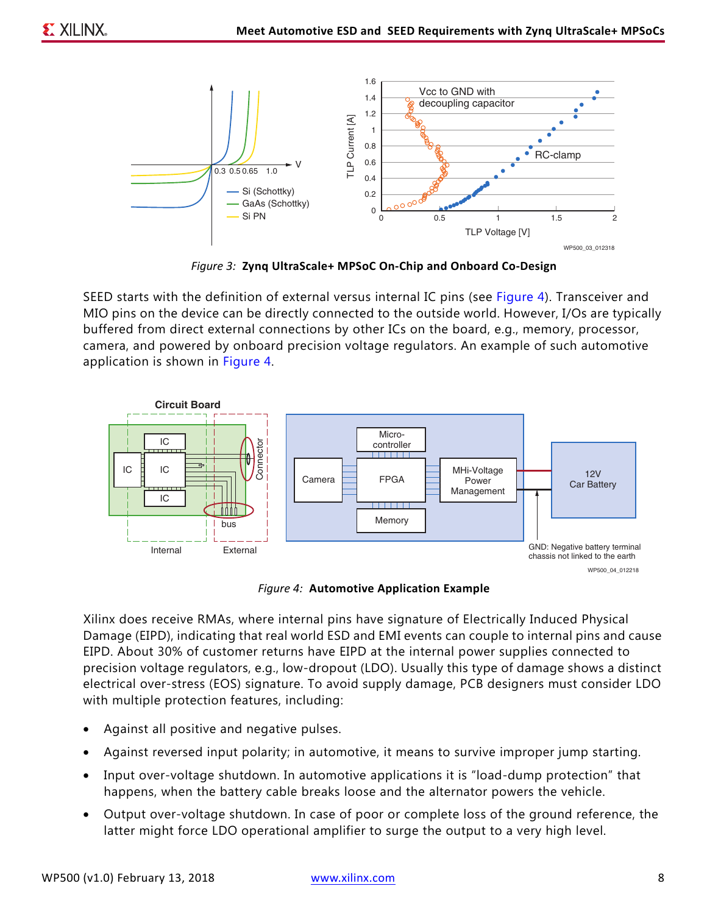*Figure 3:* **Zynq UltraScale+ MPSoC On-Chip and Onboard Co-Design**

SEED starts with the definition of external versus internal IC pins (see Figure 4). Transceiver and MIO pins on the device can be directly connected to the outside world. However, I/Os are typically buffered from direct external connections by other ICs on the board, e.g., memory, processor, camera, and powered by onboard precision voltage regulators. An example of such automotive application is shown in Figure 4.

*Figure 4:* **Automotive Application Example**

Xilinx does receive RMAs, where internal pins have signature of Electrically Induced Physical Damage (EIPD), indicating that real world ESD and EMI events can couple to internal pins and cause EIPD. About 30% of customer returns have EIPD at the internal power supplies connected to precision voltage regulators, e.g., low-dropout (LDO). Usually this type of damage shows a distinct electrical over-stress (EOS) signature. To avoid supply damage, PCB designers must consider LDO with multiple protection features, including:

- Against all positive and negative pulses.
- Against reversed input polarity; in automotive, it means to survive improper jump starting.
- Input over-voltage shutdown. In automotive applications it is "load-dump protection" that happens, when the battery cable breaks loose and the alternator powers the vehicle.
- Output over-voltage shutdown. In case of poor or complete loss of the ground reference, the latter might force LDO operational amplifier to surge the output to a very high level.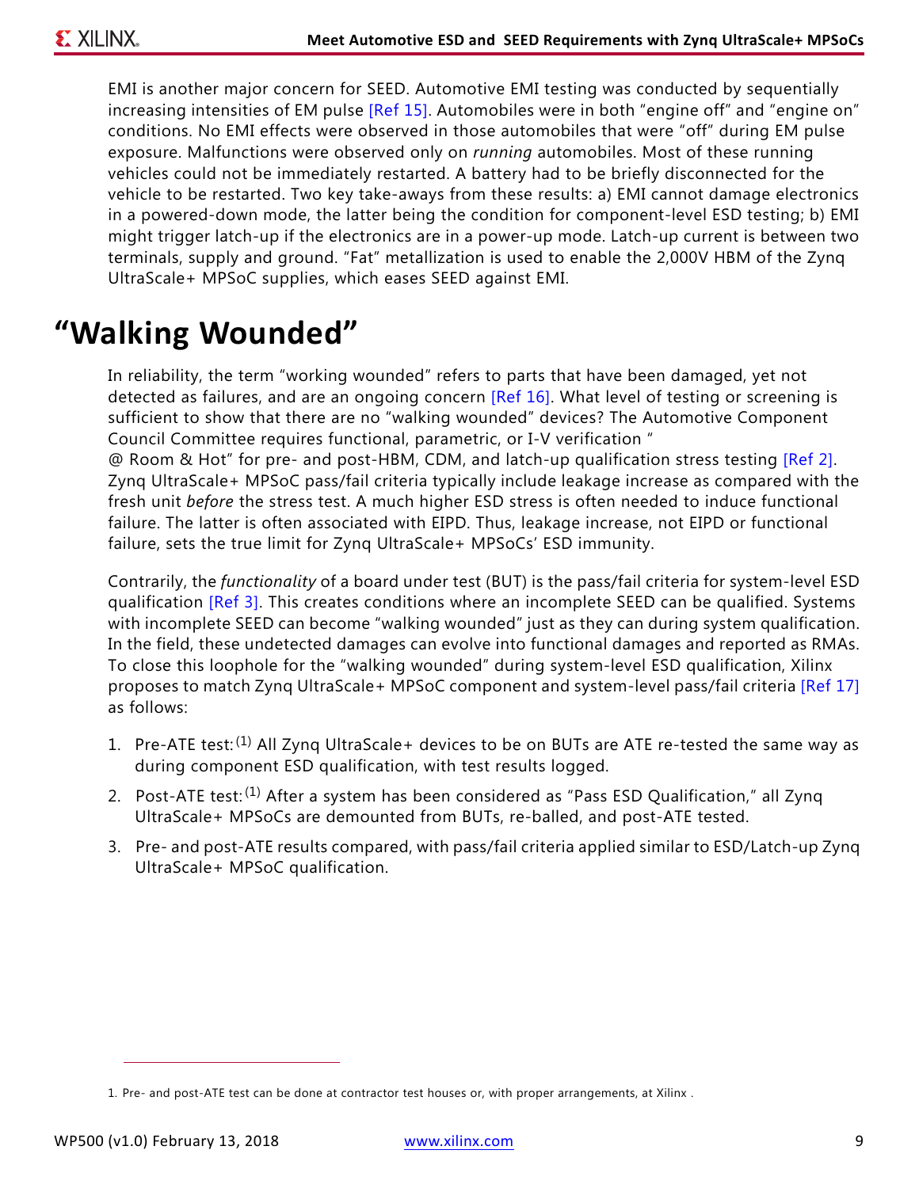EMI is another major concern for SEED. Automotive EMI testing was conducted by sequentially increasing intensities of EM pulse [Ref 15]. Automobiles were in both "engine off" and "engine on" conditions. No EMI effects were observed in those automobiles that were "off" during EM pulse exposure. Malfunctions were observed only on *running* automobiles. Most of these running vehicles could not be immediately restarted. A battery had to be briefly disconnected for the vehicle to be restarted. Two key take-aways from these results: a) EMI cannot damage electronics in a powered-down mode, the latter being the condition for component-level ESD testing; b) EMI might trigger latch-up if the electronics are in a power-up mode. Latch-up current is between two terminals, supply and ground. "Fat" metallization is used to enable the 2,000V HBM of the Zynq UltraScale+ MPSoC supplies, which eases SEED against EMI.

# "Walking Wounded"

In reliability, the term "working wounded" refers to parts that have been damaged, yet not detected as failures, and are an ongoing concern [Ref 16]. What level of testing or screening is sufficient to show that there are no "walking wounded" devices? The Automotive Component Council Committee requires functional, parametric, or I-V verification " @ Room & Hot" for pre- and post-HBM, CDM, and latch-up qualification stress testing [Ref 2]. Zynq UltraScale+ MPSoC pass/fail criteria typically include leakage increase as compared with the fresh unit *before* the stress test. A much higher ESD stress is often needed to induce functional failure. The latter is often associated with EIPD. Thus, leakage increase, not EIPD or functional failure, sets the true limit for Zynq UltraScale+ MPSoCs' ESD immunity.

Contrarily, the *functionality* of a board under test (BUT) is the pass/fail criteria for system-level ESD qualification [Ref 3]. This creates conditions where an incomplete SEED can be qualified. Systems with incomplete SEED can become "walking wounded" just as they can during system qualification. In the field, these undetected damages can evolve into functional damages and reported as RMAs. To close this loophole for the "walking wounded" during system-level ESD qualification, Xilinx proposes to match Zynq UltraScale+ MPSoC component and system-level pass/fail criteria [Ref 17] as follows:

1. Pre-ATE test:[1] All Zynq UltraScale+ devices to be on BUTs are ATE re-tested the same way as during component ESD qualification, with test results logged.
2. Post-ATE test:[1] After a system has been considered as "Pass ESD Qualification," all Zynq UltraScale+ MPSoCs are demounted from BUTs, re-balled, and post-ATE tested.
3. Pre- and post-ATE results compared, with pass/fail criteria applied similar to ESD/Latch-up Zynq UltraScale+ MPSoC qualification.

1. Pre- and post-ATE test can be done at contractor test houses or, with proper arrangements, at Xilinx .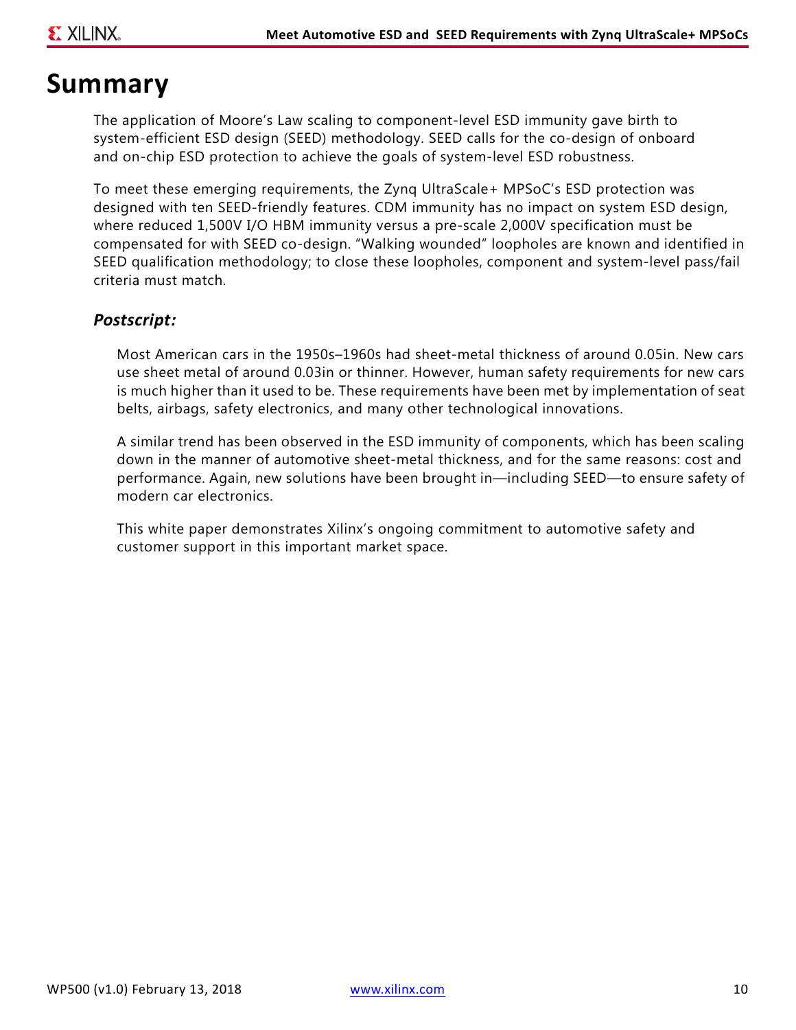# Summary

The application of Moore's Law scaling to component-level ESD immunity gave birth to system-efficient ESD design (SEED) methodology. SEED calls for the co-design of onboard and on-chip ESD protection to achieve the goals of system-level ESD robustness.

To meet these emerging requirements, the Zynq UltraScale+ MPSoC's ESD protection was designed with ten SEED-friendly features. CDM immunity has no impact on system ESD design, where reduced 1,500V I/O HBM immunity versus a pre-scale 2,000V specification must be compensated for with SEED co-design. "Walking wounded" loopholes are known and identified in SEED qualification methodology; to close these loopholes, component and system-level pass/fail criteria must match.

### *Postscript:*

Most American cars in the 1950s–1960s had sheet-metal thickness of around 0.05in. New cars use sheet metal of around 0.03in or thinner. However, human safety requirements for new cars is much higher than it used to be. These requirements have been met by implementation of seat belts, airbags, safety electronics, and many other technological innovations.

A similar trend has been observed in the ESD immunity of components, which has been scaling down in the manner of automotive sheet-metal thickness, and for the same reasons: cost and performance. Again, new solutions have been brought in—including SEED—to ensure safety of modern car electronics.

This white paper demonstrates Xilinx's ongoing commitment to automotive safety and customer support in this important market space.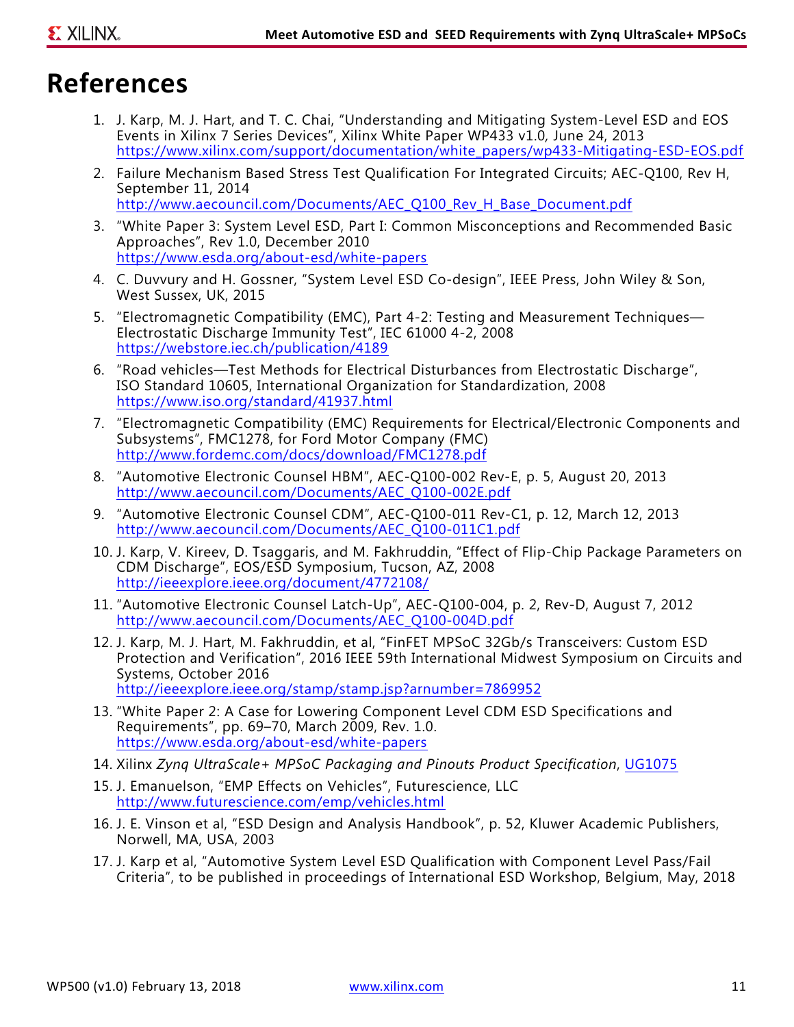# References

1. J. Karp, M. J. Hart, and T. C. Chai, "Understanding and Mitigating System-Level ESD and EOS Events in Xilinx 7 Series Devices", Xilinx White Paper WP433 v1.0, June 24, 2013
   https://www.xilinx.com/support/documentation/white_papers/wp433-Mitigating-ESD-EOS.pdf
2. Failure Mechanism Based Stress Test Qualification For Integrated Circuits; AEC-Q100, Rev H, September 11, 2014
   http://www.aecouncil.com/Documents/AEC_Q100_Rev_H_Base_Document.pdf
3. "White Paper 3: System Level ESD, Part I: Common Misconceptions and Recommended Basic Approaches", Rev 1.0, December 2010
   https://www.esda.org/about-esd/white-papers
4. C. Duvvury and H. Gossner, "System Level ESD Co-design", IEEE Press, John Wiley & Son, West Sussex, UK, 2015
5. "Electromagnetic Compatibility (EMC), Part 4-2: Testing and Measurement Techniques—Electrostatic Discharge Immunity Test", IEC 61000 4-2, 2008
   https://webstore.iec.ch/publication/4189
6. "Road vehicles—Test Methods for Electrical Disturbances from Electrostatic Discharge", ISO Standard 10605, International Organization for Standardization, 2008
   https://www.iso.org/standard/41937.html
7. "Electromagnetic Compatibility (EMC) Requirements for Electrical/Electronic Components and Subsystems", FMC1278, for Ford Motor Company (FMC)
   http://www.fordemc.com/docs/download/FMC1278.pdf
8. "Automotive Electronic Counsel HBM", AEC-Q100-002 Rev-E, p. 5, August 20, 2013
   http://www.aecouncil.com/Documents/AEC_Q100-002E.pdf
9. "Automotive Electronic Counsel CDM", AEC-Q100-011 Rev-C1, p. 12, March 12, 2013
   http://www.aecouncil.com/Documents/AEC_Q100-011C1.pdf
10. J. Karp, V. Kireev, D. Tsaggaris, and M. Fakhruddin, "Effect of Flip-Chip Package Parameters on CDM Discharge", EOS/ESD Symposium, Tucson, AZ, 2008
    http://ieeexplore.ieee.org/document/4772108/
11. "Automotive Electronic Counsel Latch-Up", AEC-Q100-004, p. 2, Rev-D, August 7, 2012
    http://www.aecouncil.com/Documents/AEC_Q100-004D.pdf
12. J. Karp, M. J. Hart, M. Fakhruddin, et al, "FinFET MPSoC 32Gb/s Transceivers: Custom ESD Protection and Verification", 2016 IEEE 59th International Midwest Symposium on Circuits and Systems, October 2016
    http://ieeexplore.ieee.org/stamp/stamp.jsp?arnumber=7869952
13. "White Paper 2: A Case for Lowering Component Level CDM ESD Specifications and Requirements", pp. 69–70, March 2009, Rev. 1.0.
    https://www.esda.org/about-esd/white-papers
14. Xilinx *Zynq UltraScale+ MPSoC Packaging and Pinouts Product Specification*, UG1075
15. J. Emanuelson, "EMP Effects on Vehicles", Futurescience, LLC
    http://www.futurescience.com/emp/vehicles.html
16. J. E. Vinson et al, "ESD Design and Analysis Handbook", p. 52, Kluwer Academic Publishers, Norwell, MA, USA, 2003
17. J. Karp et al, "Automotive System Level ESD Qualification with Component Level Pass/Fail Criteria", to be published in proceedings of International ESD Workshop, Belgium, May, 2018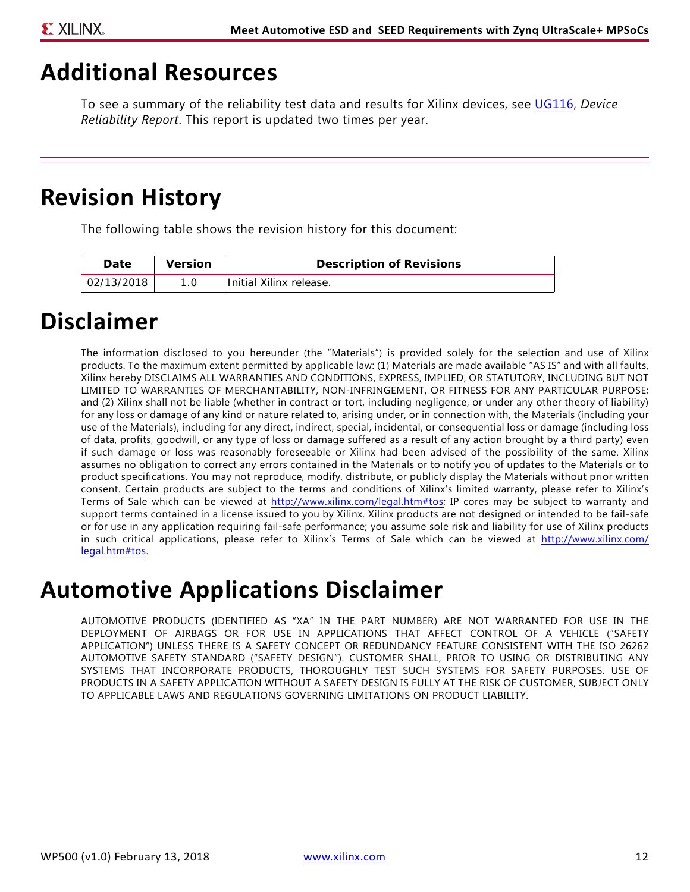# Additional Resources

To see a summary of the reliability test data and results for Xilinx devices, see UG116, *Device Reliability Report*. This report is updated two times per year.

# Revision History

The following table shows the revision history for this document:

| Date | Version | Description of Revisions |
|---|---|---|
| 02/13/2018 | 1.0 | Initial Xilinx release. |

# Disclaimer

The information disclosed to you hereunder (the "Materials") is provided solely for the selection and use of Xilinx products. To the maximum extent permitted by applicable law: (1) Materials are made available "AS IS" and with all faults, Xilinx hereby DISCLAIMS ALL WARRANTIES AND CONDITIONS, EXPRESS, IMPLIED, OR STATUTORY, INCLUDING BUT NOT LIMITED TO WARRANTIES OF MERCHANTABILITY, NON-INFRINGEMENT, OR FITNESS FOR ANY PARTICULAR PURPOSE; and (2) Xilinx shall not be liable (whether in contract or tort, including negligence, or under any other theory of liability) for any loss or damage of any kind or nature related to, arising under, or in connection with, the Materials (including your use of the Materials), including for any direct, indirect, special, incidental, or consequential loss or damage (including loss of data, profits, goodwill, or any type of loss or damage suffered as a result of any action brought by a third party) even if such damage or loss was reasonably foreseeable or Xilinx had been advised of the possibility of the same. Xilinx assumes no obligation to correct any errors contained in the Materials or to notify you of updates to the Materials or to product specifications. You may not reproduce, modify, distribute, or publicly display the Materials without prior written consent. Certain products are subject to the terms and conditions of Xilinx's limited warranty, please refer to Xilinx's Terms of Sale which can be viewed at http://www.xilinx.com/legal.htm#tos; IP cores may be subject to warranty and support terms contained in a license issued to you by Xilinx. Xilinx products are not designed or intended to be fail-safe or for use in any application requiring fail-safe performance; you assume sole risk and liability for use of Xilinx products in such critical applications, please refer to Xilinx's Terms of Sale which can be viewed at http://www.xilinx.com/legal.htm#tos.

# Automotive Applications Disclaimer

AUTOMOTIVE PRODUCTS (IDENTIFIED AS "XA" IN THE PART NUMBER) ARE NOT WARRANTED FOR USE IN THE DEPLOYMENT OF AIRBAGS OR FOR USE IN APPLICATIONS THAT AFFECT CONTROL OF A VEHICLE ("SAFETY APPLICATION") UNLESS THERE IS A SAFETY CONCEPT OR REDUNDANCY FEATURE CONSISTENT WITH THE ISO 26262 AUTOMOTIVE SAFETY STANDARD ("SAFETY DESIGN"). CUSTOMER SHALL, PRIOR TO USING OR DISTRIBUTING ANY SYSTEMS THAT INCORPORATE PRODUCTS, THOROUGHLY TEST SUCH SYSTEMS FOR SAFETY PURPOSES. USE OF PRODUCTS IN A SAFETY APPLICATION WITHOUT A SAFETY DESIGN IS FULLY AT THE RISK OF CUSTOMER, SUBJECT ONLY TO APPLICABLE LAWS AND REGULATIONS GOVERNING LIMITATIONS ON PRODUCT LIABILITY.